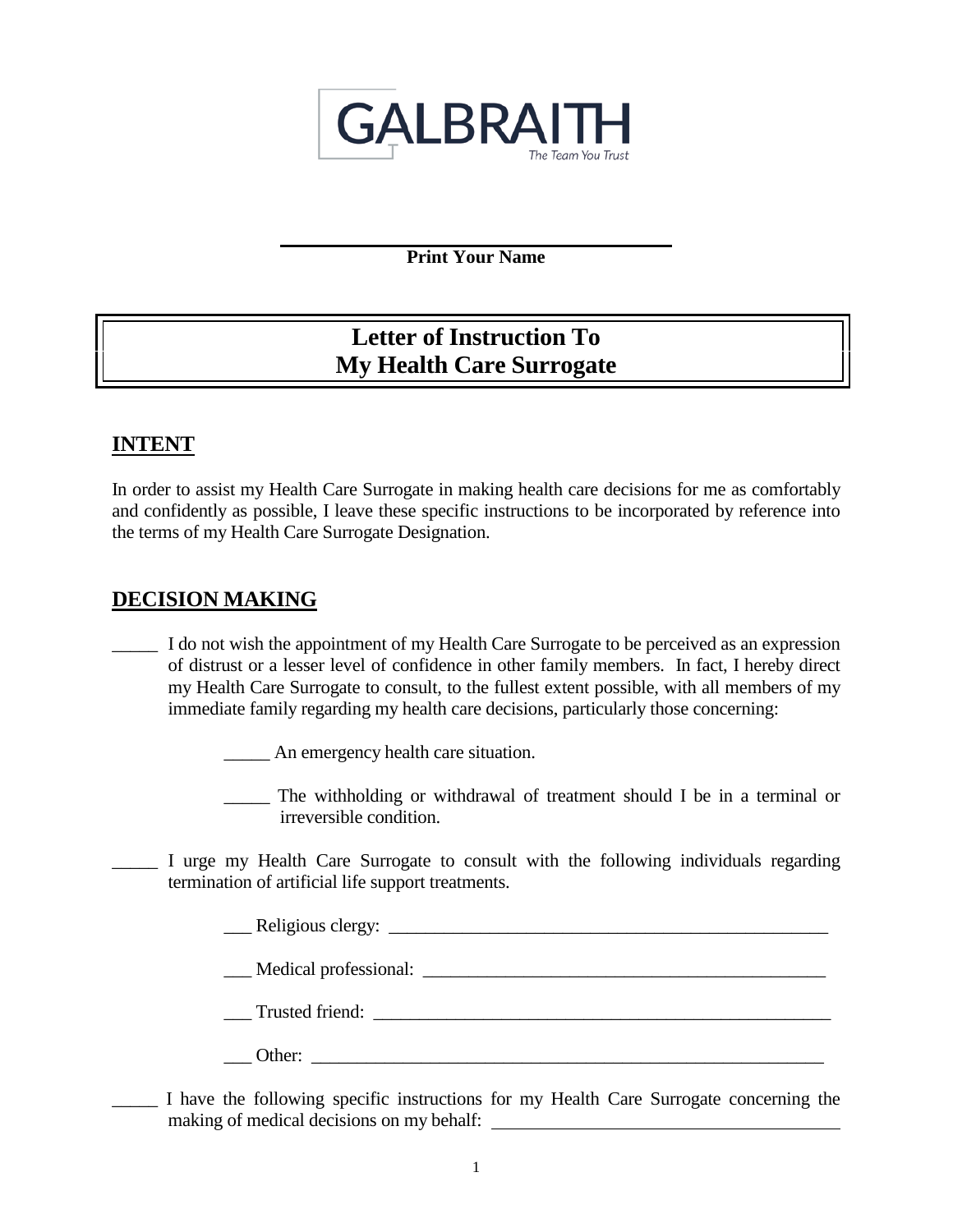GALBRAITH

The Team You Trust

\_\_\_\_\_\_\_\_\_\_\_\_\_\_\_\_\_\_\_\_\_\_\_\_\_\_\_\_\_\_\_\_\_\_\_\_\_\_\_\_

**Print Your Name**

# Letter of Instruction To My Health Care Surrogate

## INTENT

In order to assist my Health Care Surrogate in making health care decisions for me as comfortably and confidently as possible, I leave these specific instructions to be incorporated by reference into the terms of my Health Care Surrogate Designation.

## DECISION MAKING

_____ I do not wish the appointment of my Health Care Surrogate to be perceived as an expression of distrust or a lesser level of confidence in other family members. In fact, I hereby direct my Health Care Surrogate to consult, to the fullest extent possible, with all members of my immediate family regarding my health care decisions, particularly those concerning:

- _____ An emergency health care situation.
- _____ The withholding or withdrawal of treatment should I be in a terminal or irreversible condition.

_____ I urge my Health Care Surrogate to consult with the following individuals regarding termination of artificial life support treatments.

- ___ Religious clergy: ____________________________________________________
- ___ Medical professional: _______________________________________________
- ___ Trusted friend: ______________________________________________________
- ___ Other: ______________________________________________________________

_____ I have the following specific instructions for my Health Care Surrogate concerning the making of medical decisions on my behalf: ________________________________________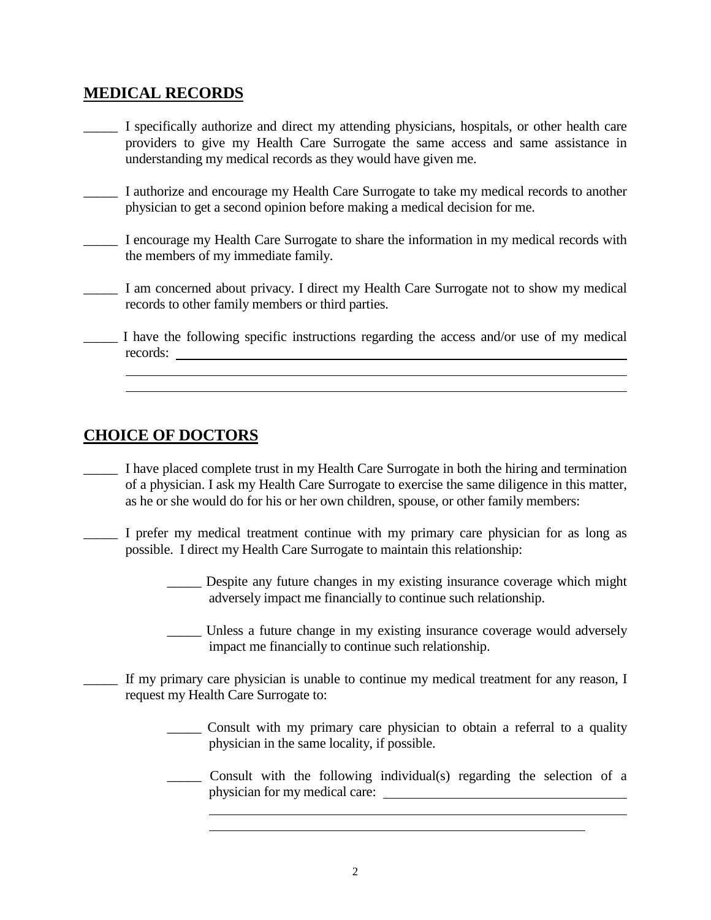## MEDICAL RECORDS

_____ I specifically authorize and direct my attending physicians, hospitals, or other health care providers to give my Health Care Surrogate the same access and same assistance in understanding my medical records as they would have given me.

_____ I authorize and encourage my Health Care Surrogate to take my medical records to another physician to get a second opinion before making a medical decision for me.

_____ I encourage my Health Care Surrogate to share the information in my medical records with the members of my immediate family.

_____ I am concerned about privacy. I direct my Health Care Surrogate not to show my medical records to other family members or third parties.

_____ I have the following specific instructions regarding the access and/or use of my medical records: ______________________________________________________________

______________________________________________________________

______________________________________________________________

## CHOICE OF DOCTORS

_____ I have placed complete trust in my Health Care Surrogate in both the hiring and termination of a physician. I ask my Health Care Surrogate to exercise the same diligence in this matter, as he or she would do for his or her own children, spouse, or other family members:

_____ I prefer my medical treatment continue with my primary care physician for as long as possible. I direct my Health Care Surrogate to maintain this relationship:

> _____ Despite any future changes in my existing insurance coverage which might adversely impact me financially to continue such relationship.
>
> _____ Unless a future change in my existing insurance coverage would adversely impact me financially to continue such relationship.

_____ If my primary care physician is unable to continue my medical treatment for any reason, I request my Health Care Surrogate to:

> _____ Consult with my primary care physician to obtain a referral to a quality physician in the same locality, if possible.
>
> _____ Consult with the following individual(s) regarding the selection of a physician for my medical care: ______________________________
>
> ______________________________________________________________
>
> ______________________________________________________________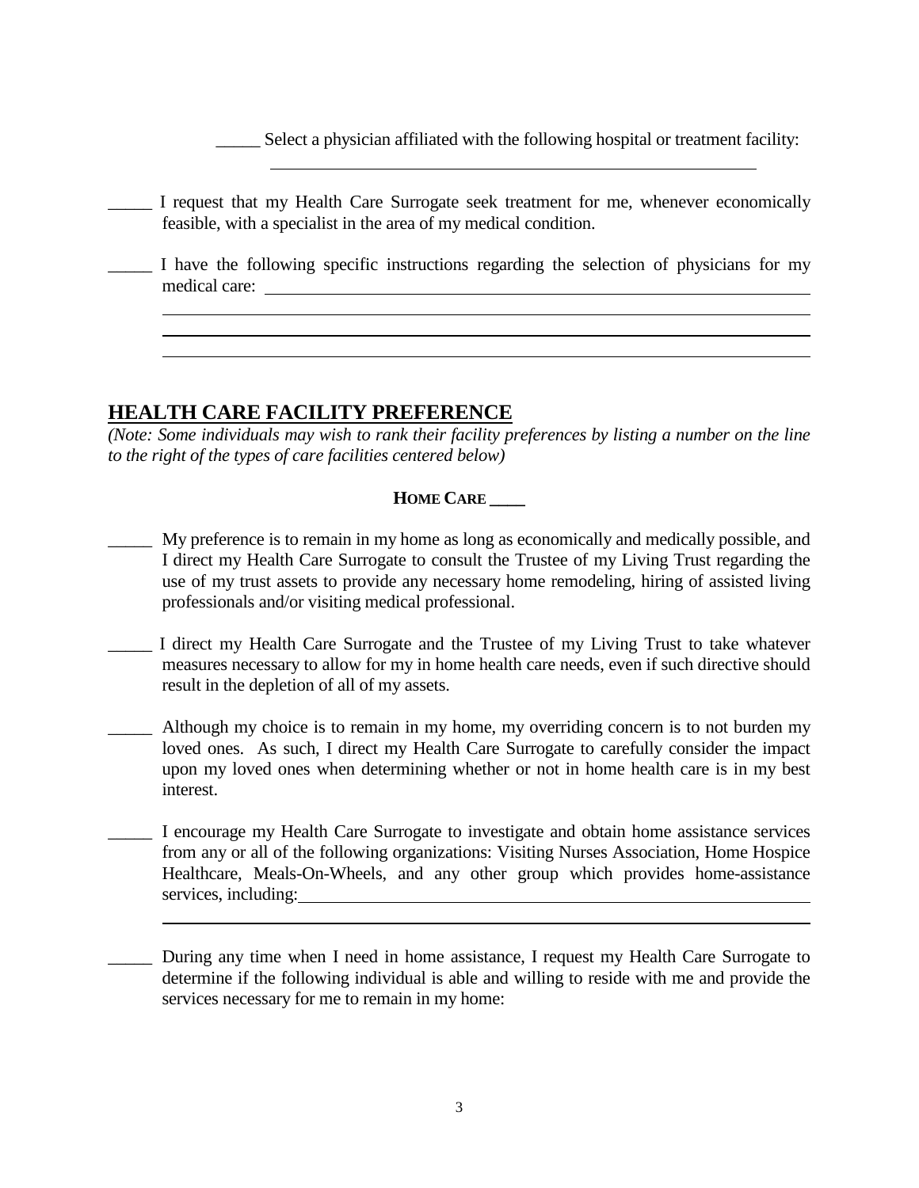_____ Select a physician affiliated with the following hospital or treatment facility: ______________________________________________

_____ I request that my Health Care Surrogate seek treatment for me, whenever economically feasible, with a specialist in the area of my medical condition.

_____ I have the following specific instructions regarding the selection of physicians for my medical care: ______________________________________________
______________________________________________
______________________________________________
______________________________________________

## HEALTH CARE FACILITY PREFERENCE

*(Note: Some individuals may wish to rank their facility preferences by listing a number on the line to the right of the types of care facilities centered below)*

**HOME CARE ____**

_____ My preference is to remain in my home as long as economically and medically possible, and I direct my Health Care Surrogate to consult the Trustee of my Living Trust regarding the use of my trust assets to provide any necessary home remodeling, hiring of assisted living professionals and/or visiting medical professional.

_____ I direct my Health Care Surrogate and the Trustee of my Living Trust to take whatever measures necessary to allow for my in home health care needs, even if such directive should result in the depletion of all of my assets.

_____ Although my choice is to remain in my home, my overriding concern is to not burden my loved ones. As such, I direct my Health Care Surrogate to carefully consider the impact upon my loved ones when determining whether or not in home health care is in my best interest.

_____ I encourage my Health Care Surrogate to investigate and obtain home assistance services from any or all of the following organizations: Visiting Nurses Association, Home Hospice Healthcare, Meals-On-Wheels, and any other group which provides home-assistance services, including: ______________________________________________
______________________________________________

_____ During any time when I need in home assistance, I request my Health Care Surrogate to determine if the following individual is able and willing to reside with me and provide the services necessary for me to remain in my home: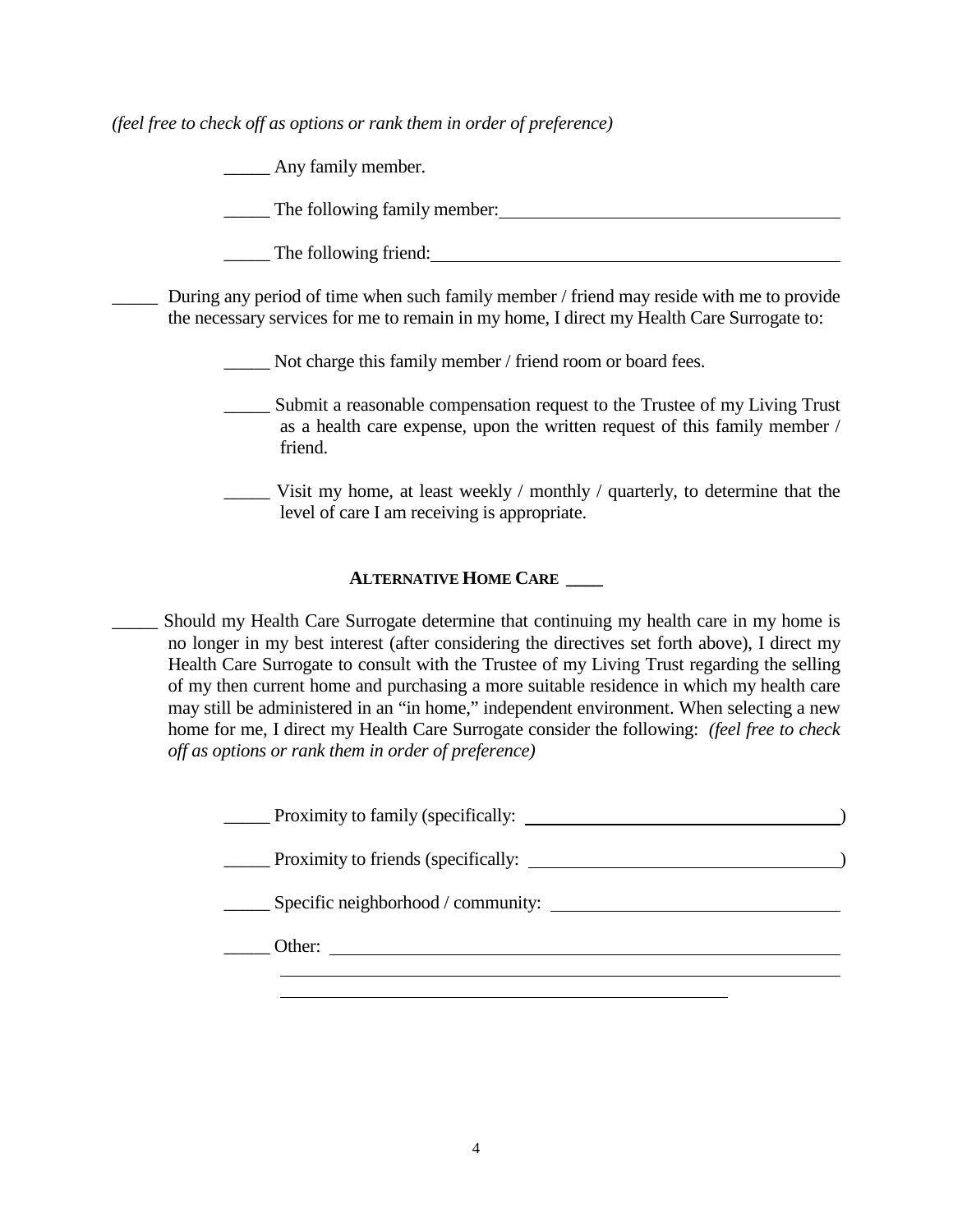*(feel free to check off as options or rank them in order of preference)*

_____ Any family member.

_____ The following family member: ______________________________________

_____ The following friend: ______________________________________________

_____ During any period of time when such family member / friend may reside with me to provide the necessary services for me to remain in my home, I direct my Health Care Surrogate to:

_____ Not charge this family member / friend room or board fees.

_____ Submit a reasonable compensation request to the Trustee of my Living Trust as a health care expense, upon the written request of this family member / friend.

_____ Visit my home, at least weekly / monthly / quarterly, to determine that the level of care I am receiving is appropriate.

## ALTERNATIVE HOME CARE ____

_____ Should my Health Care Surrogate determine that continuing my health care in my home is no longer in my best interest (after considering the directives set forth above), I direct my Health Care Surrogate to consult with the Trustee of my Living Trust regarding the selling of my then current home and purchasing a more suitable residence in which my health care may still be administered in an "in home," independent environment. When selecting a new home for me, I direct my Health Care Surrogate consider the following: *(feel free to check off as options or rank them in order of preference)*

_____ Proximity to family (specifically: ___________________________________)

_____ Proximity to friends (specifically: __________________________________)

_____ Specific neighborhood / community: ________________________________

_____ Other: _______________________________________________________

_______________________________________________________________

_______________________________________________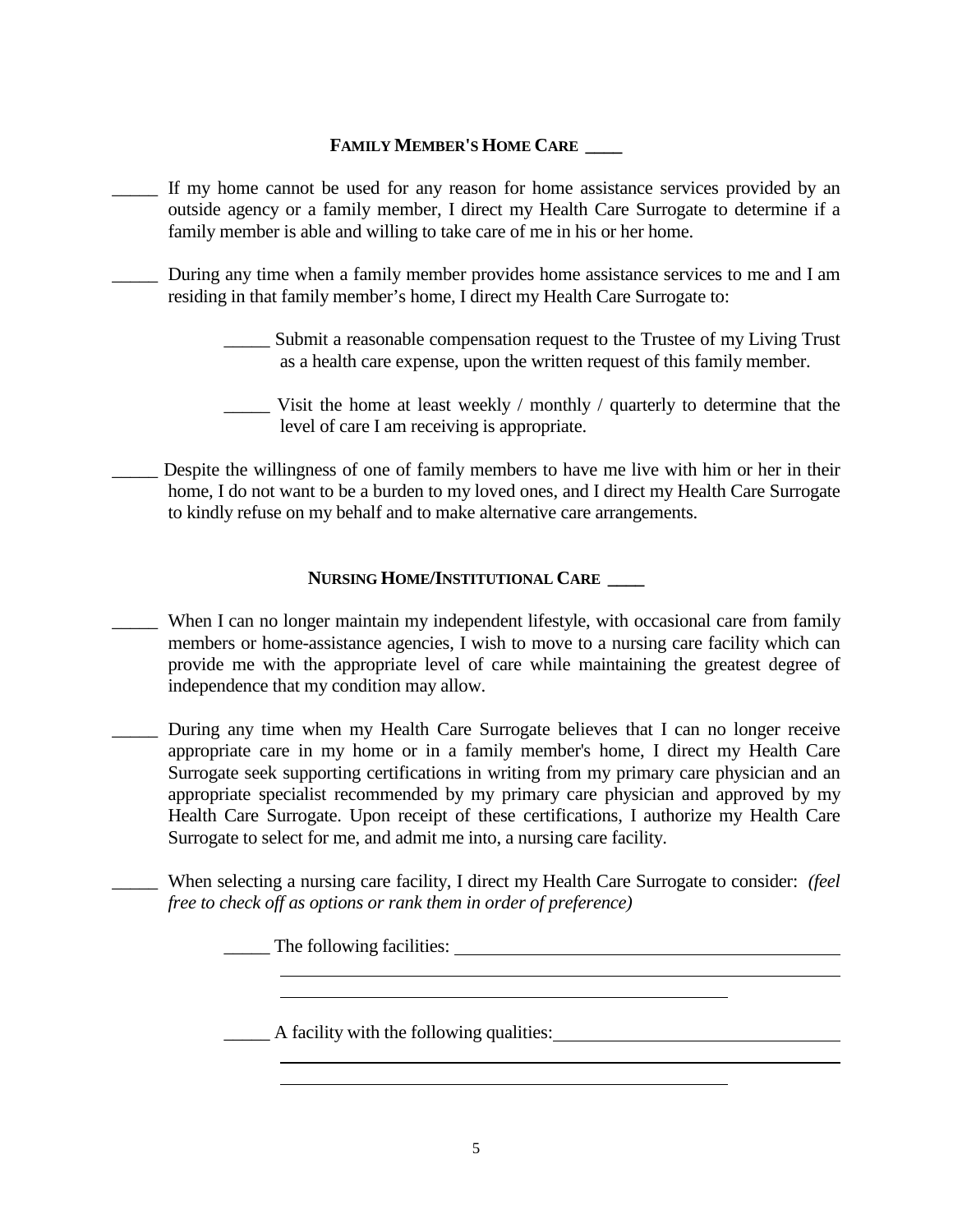**FAMILY MEMBER'S HOME CARE ____**

_____ If my home cannot be used for any reason for home assistance services provided by an outside agency or a family member, I direct my Health Care Surrogate to determine if a family member is able and willing to take care of me in his or her home.

_____ During any time when a family member provides home assistance services to me and I am residing in that family member's home, I direct my Health Care Surrogate to:

> _____ Submit a reasonable compensation request to the Trustee of my Living Trust as a health care expense, upon the written request of this family member.
>
> _____ Visit the home at least weekly / monthly / quarterly to determine that the level of care I am receiving is appropriate.

_____ Despite the willingness of one of family members to have me live with him or her in their home, I do not want to be a burden to my loved ones, and I direct my Health Care Surrogate to kindly refuse on my behalf and to make alternative care arrangements.

**NURSING HOME/INSTITUTIONAL CARE ____**

_____ When I can no longer maintain my independent lifestyle, with occasional care from family members or home-assistance agencies, I wish to move to a nursing care facility which can provide me with the appropriate level of care while maintaining the greatest degree of independence that my condition may allow.

_____ During any time when my Health Care Surrogate believes that I can no longer receive appropriate care in my home or in a family member's home, I direct my Health Care Surrogate seek supporting certifications in writing from my primary care physician and an appropriate specialist recommended by my primary care physician and approved by my Health Care Surrogate. Upon receipt of these certifications, I authorize my Health Care Surrogate to select for me, and admit me into, a nursing care facility.

_____ When selecting a nursing care facility, I direct my Health Care Surrogate to consider: *(feel free to check off as options or rank them in order of preference)*

> _____ The following facilities: ______________________________________________
> ____________________________________________________________________
> ______________________________________________________
>
> _____ A facility with the following qualities: ________________________________
> ____________________________________________________________________
> ______________________________________________________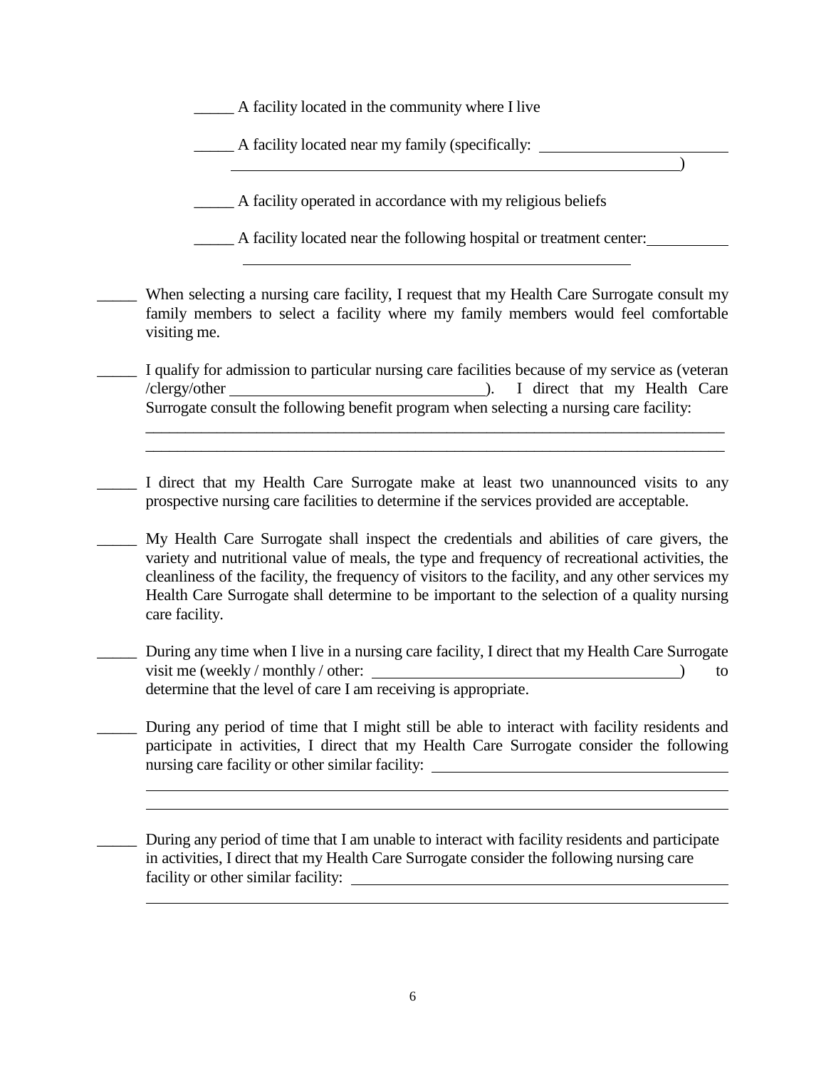_____ A facility located in the community where I live

_____ A facility located near my family (specifically: ________________________________________________________________________________)

_____ A facility operated in accordance with my religious beliefs

_____ A facility located near the following hospital or treatment center: ________________________________________________________________

_____ When selecting a nursing care facility, I request that my Health Care Surrogate consult my family members to select a facility where my family members would feel comfortable visiting me.

_____ I qualify for admission to particular nursing care facilities because of my service as (veteran /clergy/other ________________________________). I direct that my Health Care Surrogate consult the following benefit program when selecting a nursing care facility:

_____________________________________________________________________________
_____________________________________________________________________________

_____ I direct that my Health Care Surrogate make at least two unannounced visits to any prospective nursing care facilities to determine if the services provided are acceptable.

_____ My Health Care Surrogate shall inspect the credentials and abilities of care givers, the variety and nutritional value of meals, the type and frequency of recreational activities, the cleanliness of the facility, the frequency of visitors to the facility, and any other services my Health Care Surrogate shall determine to be important to the selection of a quality nursing care facility.

_____ During any time when I live in a nursing care facility, I direct that my Health Care Surrogate visit me (weekly / monthly / other: ________________________________________) to determine that the level of care I am receiving is appropriate.

_____ During any period of time that I might still be able to interact with facility residents and participate in activities, I direct that my Health Care Surrogate consider the following nursing care facility or other similar facility: ________________________________________
_____________________________________________________________________________
_____________________________________________________________________________

_____ During any period of time that I am unable to interact with facility residents and participate in activities, I direct that my Health Care Surrogate consider the following nursing care facility or other similar facility: ________________________________________________
_____________________________________________________________________________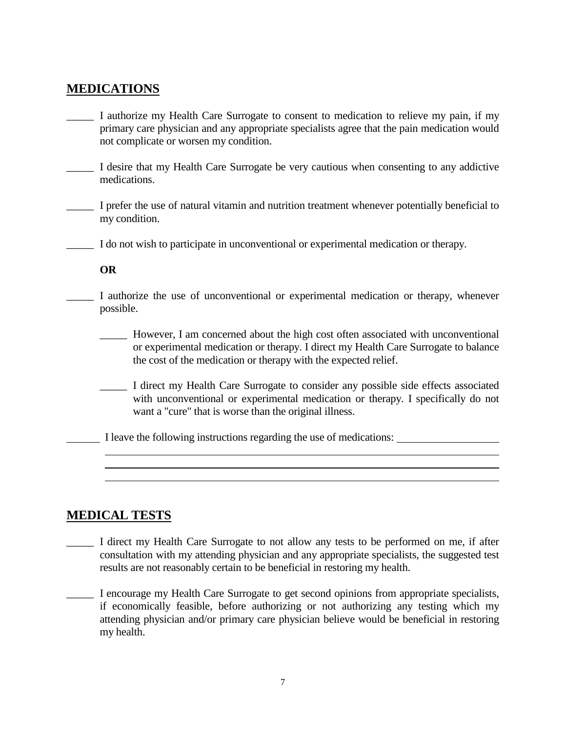## MEDICATIONS

_____ I authorize my Health Care Surrogate to consent to medication to relieve my pain, if my primary care physician and any appropriate specialists agree that the pain medication would not complicate or worsen my condition.

_____ I desire that my Health Care Surrogate be very cautious when consenting to any addictive medications.

_____ I prefer the use of natural vitamin and nutrition treatment whenever potentially beneficial to my condition.

_____ I do not wish to participate in unconventional or experimental medication or therapy.

**OR**

_____ I authorize the use of unconventional or experimental medication or therapy, whenever possible.

    _____ However, I am concerned about the high cost often associated with unconventional or experimental medication or therapy. I direct my Health Care Surrogate to balance the cost of the medication or therapy with the expected relief.

    _____ I direct my Health Care Surrogate to consider any possible side effects associated with unconventional or experimental medication or therapy. I specifically do not want a "cure" that is worse than the original illness.

_____ I leave the following instructions regarding the use of medications: ____________________

________________________________________________________________________________

________________________________________________________________________________

________________________________________________________________________________

## MEDICAL TESTS

_____ I direct my Health Care Surrogate to not allow any tests to be performed on me, if after consultation with my attending physician and any appropriate specialists, the suggested test results are not reasonably certain to be beneficial in restoring my health.

_____ I encourage my Health Care Surrogate to get second opinions from appropriate specialists, if economically feasible, before authorizing or not authorizing any testing which my attending physician and/or primary care physician believe would be beneficial in restoring my health.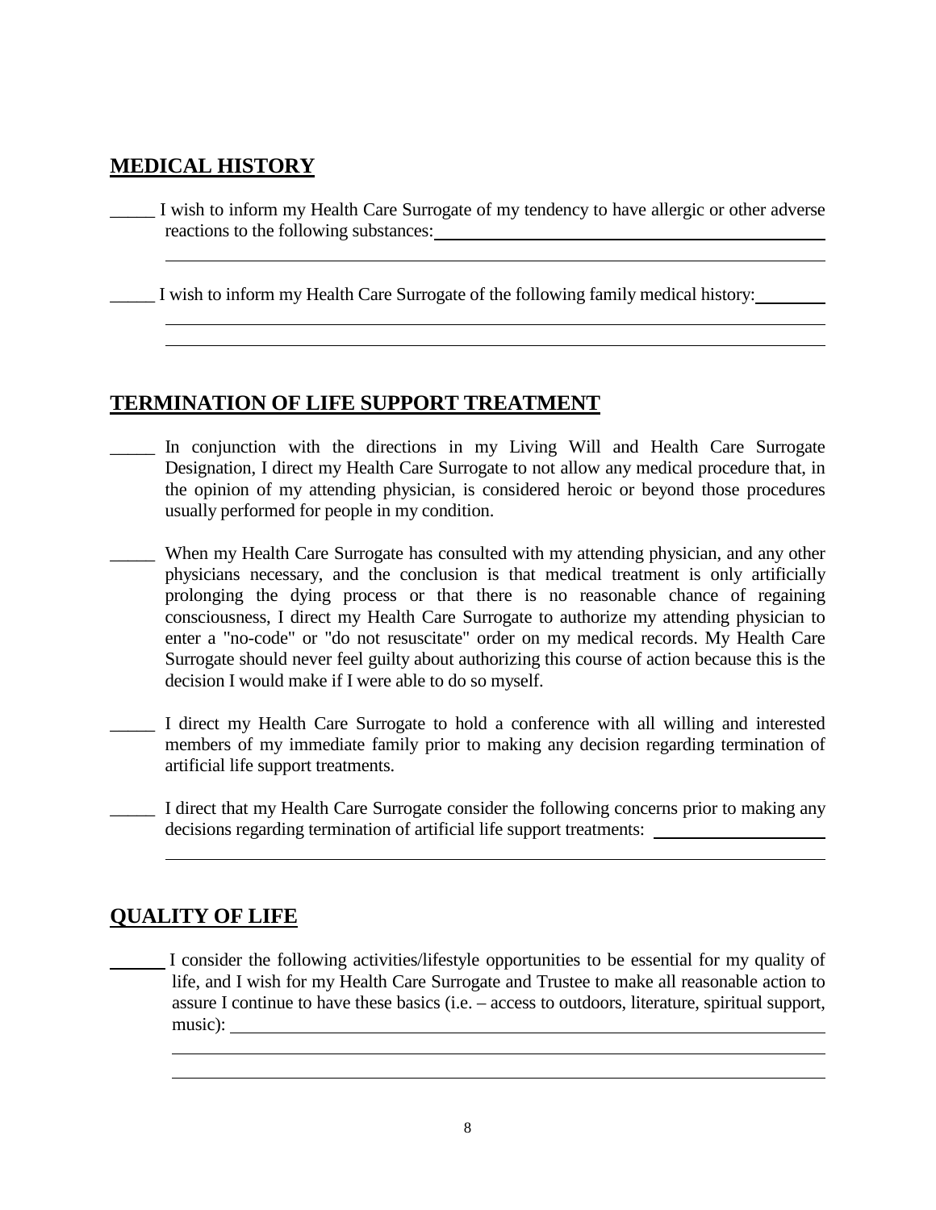## MEDICAL HISTORY

_____ I wish to inform my Health Care Surrogate of my tendency to have allergic or other adverse reactions to the following substances: ____________________________________________

______________________________________________________________________________

_____ I wish to inform my Health Care Surrogate of the following family medical history: ________

______________________________________________________________________________

______________________________________________________________________________

## TERMINATION OF LIFE SUPPORT TREATMENT

_____ In conjunction with the directions in my Living Will and Health Care Surrogate Designation, I direct my Health Care Surrogate to not allow any medical procedure that, in the opinion of my attending physician, is considered heroic or beyond those procedures usually performed for people in my condition.

_____ When my Health Care Surrogate has consulted with my attending physician, and any other physicians necessary, and the conclusion is that medical treatment is only artificially prolonging the dying process or that there is no reasonable chance of regaining consciousness, I direct my Health Care Surrogate to authorize my attending physician to enter a "no-code" or "do not resuscitate" order on my medical records. My Health Care Surrogate should never feel guilty about authorizing this course of action because this is the decision I would make if I were able to do so myself.

_____ I direct my Health Care Surrogate to hold a conference with all willing and interested members of my immediate family prior to making any decision regarding termination of artificial life support treatments.

_____ I direct that my Health Care Surrogate consider the following concerns prior to making any decisions regarding termination of artificial life support treatments: ____________________

______________________________________________________________________________

## QUALITY OF LIFE

______ I consider the following activities/lifestyle opportunities to be essential for my quality of life, and I wish for my Health Care Surrogate and Trustee to make all reasonable action to assure I continue to have these basics (i.e. – access to outdoors, literature, spiritual support, music): ______________________________________________________________________

______________________________________________________________________________

______________________________________________________________________________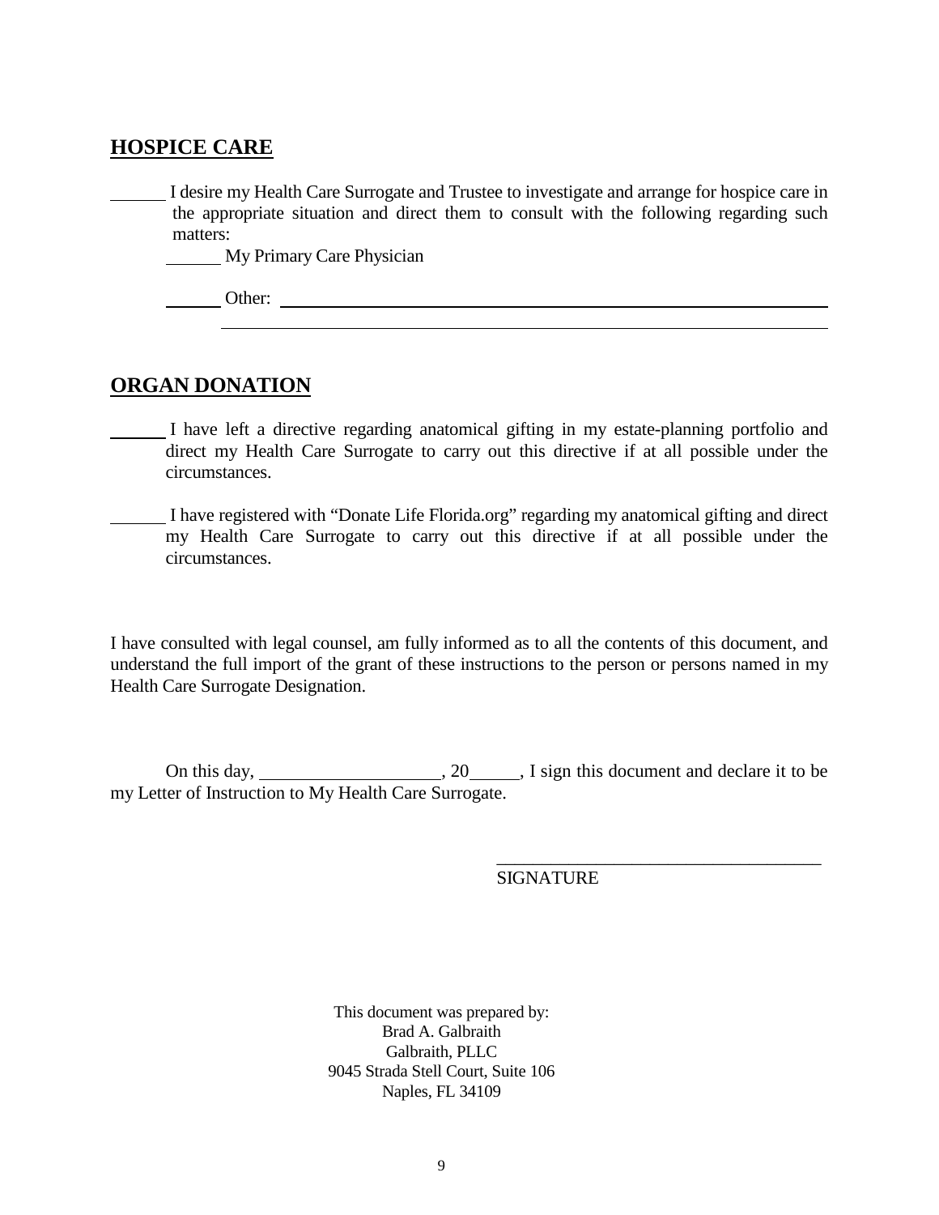## HOSPICE CARE

______ I desire my Health Care Surrogate and Trustee to investigate and arrange for hospice care in the appropriate situation and direct them to consult with the following regarding such matters:

______ My Primary Care Physician

______ Other: ________________________________________________________________

________________________________________________________________

## ORGAN DONATION

______ I have left a directive regarding anatomical gifting in my estate-planning portfolio and direct my Health Care Surrogate to carry out this directive if at all possible under the circumstances.

______ I have registered with "Donate Life Florida.org" regarding my anatomical gifting and direct my Health Care Surrogate to carry out this directive if at all possible under the circumstances.

I have consulted with legal counsel, am fully informed as to all the contents of this document, and understand the full import of the grant of these instructions to the person or persons named in my Health Care Surrogate Designation.

On this day, ____________________, 20_____, I sign this document and declare it to be my Letter of Instruction to My Health Care Surrogate.

____________________________________
SIGNATURE

This document was prepared by:
Brad A. Galbraith
Galbraith, PLLC
9045 Strada Stell Court, Suite 106
Naples, FL 34109